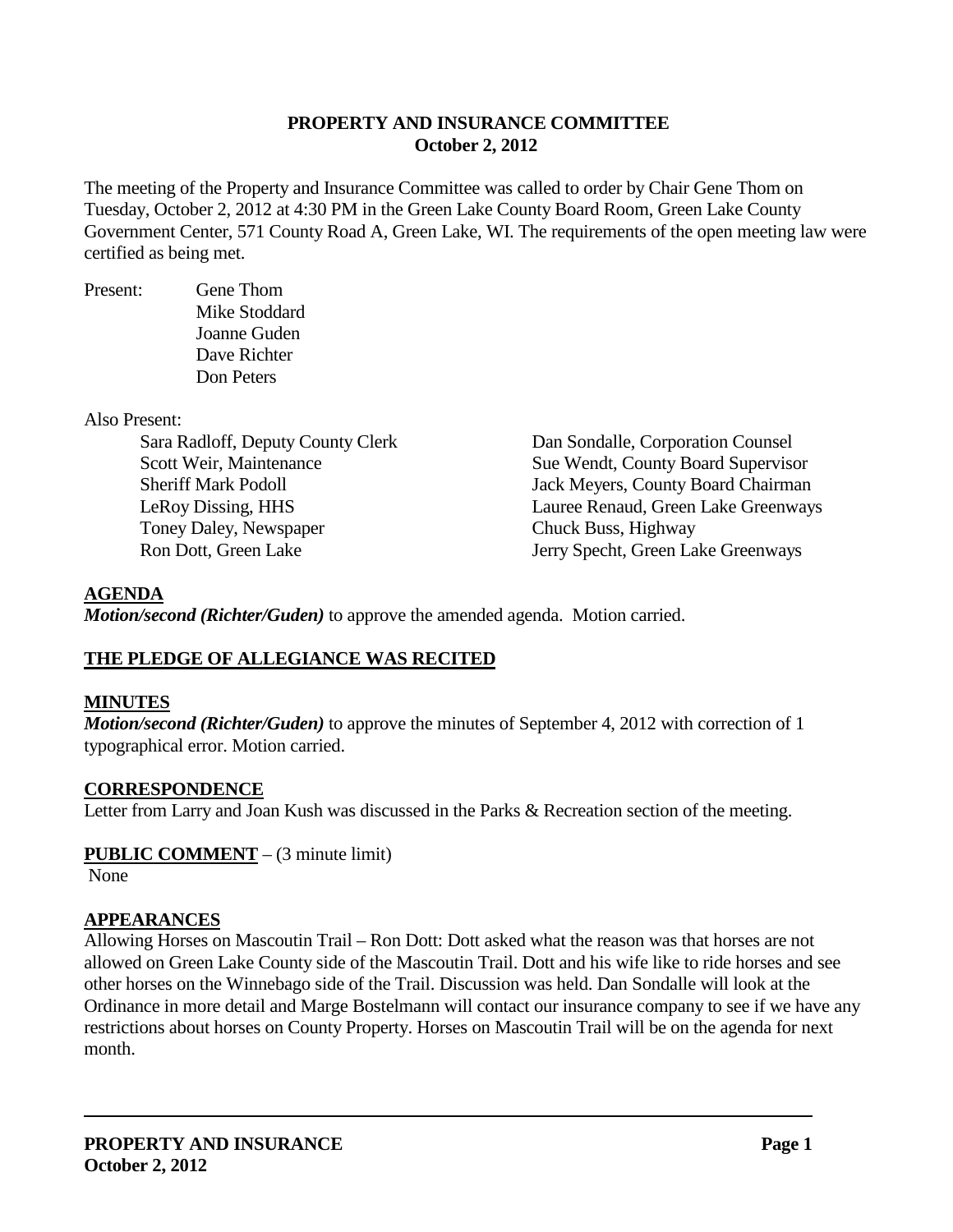**PROPERTY AND INSURANCE COMMITTEE**
**October 2, 2012**

The meeting of the Property and Insurance Committee was called to order by Chair Gene Thom on Tuesday, October 2, 2012 at 4:30 PM in the Green Lake County Board Room, Green Lake County Government Center, 571 County Road A, Green Lake, WI. The requirements of the open meeting law were certified as being met.

Present: Gene Thom
Mike Stoddard
Joanne Guden
Dave Richter
Don Peters

Also Present:

Sara Radloff, Deputy County Clerk
Scott Weir, Maintenance
Sheriff Mark Podoll
LeRoy Dissing, HHS
Toney Daley, Newspaper
Ron Dott, Green Lake
Dan Sondalle, Corporation Counsel
Sue Wendt, County Board Supervisor
Jack Meyers, County Board Chairman
Lauree Renaud, Green Lake Greenways
Chuck Buss, Highway
Jerry Specht, Green Lake Greenways

**AGENDA**

***Motion/second (Richter/Guden)*** to approve the amended agenda. Motion carried.

**THE PLEDGE OF ALLEGIANCE WAS RECITED**

**MINUTES**

***Motion/second (Richter/Guden)*** to approve the minutes of September 4, 2012 with correction of 1 typographical error. Motion carried.

**CORRESPONDENCE**

Letter from Larry and Joan Kush was discussed in the Parks & Recreation section of the meeting.

**PUBLIC COMMENT** – (3 minute limit)

None

**APPEARANCES**

Allowing Horses on Mascoutin Trail – Ron Dott: Dott asked what the reason was that horses are not allowed on Green Lake County side of the Mascoutin Trail. Dott and his wife like to ride horses and see other horses on the Winnebago side of the Trail. Discussion was held. Dan Sondalle will look at the Ordinance in more detail and Marge Bostelmann will contact our insurance company to see if we have any restrictions about horses on County Property. Horses on Mascoutin Trail will be on the agenda for next month.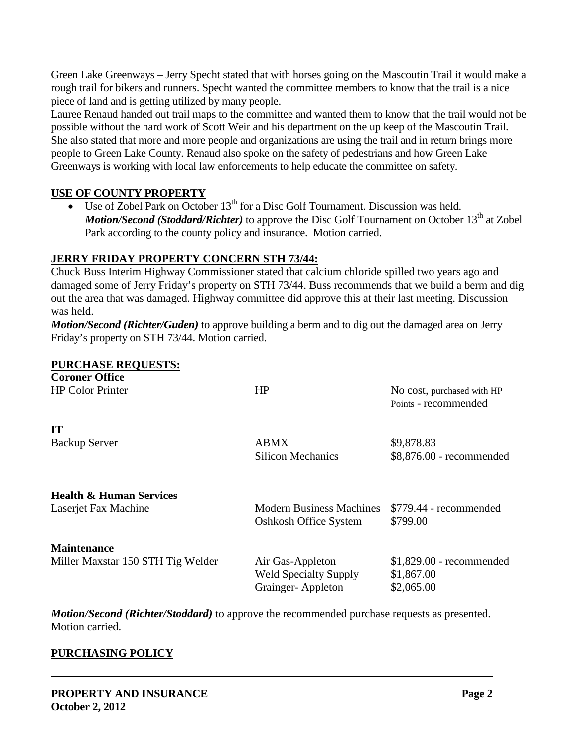Green Lake Greenways – Jerry Specht stated that with horses going on the Mascoutin Trail it would make a rough trail for bikers and runners. Specht wanted the committee members to know that the trail is a nice piece of land and is getting utilized by many people.

Lauree Renaud handed out trail maps to the committee and wanted them to know that the trail would not be possible without the hard work of Scott Weir and his department on the up keep of the Mascoutin Trail. She also stated that more and more people and organizations are using the trail and in return brings more people to Green Lake County. Renaud also spoke on the safety of pedestrians and how Green Lake Greenways is working with local law enforcements to help educate the committee on safety.

**USE OF COUNTY PROPERTY**

- Use of Zobel Park on October 13th for a Disc Golf Tournament. Discussion was held. ***Motion/Second (Stoddard/Richter)*** to approve the Disc Golf Tournament on October 13th at Zobel Park according to the county policy and insurance. Motion carried.

**JERRY FRIDAY PROPERTY CONCERN STH 73/44:**

Chuck Buss Interim Highway Commissioner stated that calcium chloride spilled two years ago and damaged some of Jerry Friday's property on STH 73/44. Buss recommends that we build a berm and dig out the area that was damaged. Highway committee did approve this at their last meeting. Discussion was held.

***Motion/Second (Richter/Guden)*** to approve building a berm and to dig out the damaged area on Jerry Friday's property on STH 73/44. Motion carried.

**PURCHASE REQUESTS:**

| | | |
|---|---|---|
| **Coroner Office** | | |
| HP Color Printer | HP | No cost, purchased with HP Points - recommended |
| **IT** | | |
| Backup Server | ABMX | $9,878.83 |
| | Silicon Mechanics | $8,876.00 - recommended |
| **Health & Human Services** | | |
| Laserjet Fax Machine | Modern Business Machines | $779.44 - recommended |
| | Oshkosh Office System | $799.00 |
| **Maintenance** | | |
| Miller Maxstar 150 STH Tig Welder | Air Gas-Appleton | $1,829.00 - recommended |
| | Weld Specialty Supply | $1,867.00 |
| | Grainger- Appleton | $2,065.00 |

***Motion/Second (Richter/Stoddard)*** to approve the recommended purchase requests as presented. Motion carried.

**PURCHASING POLICY**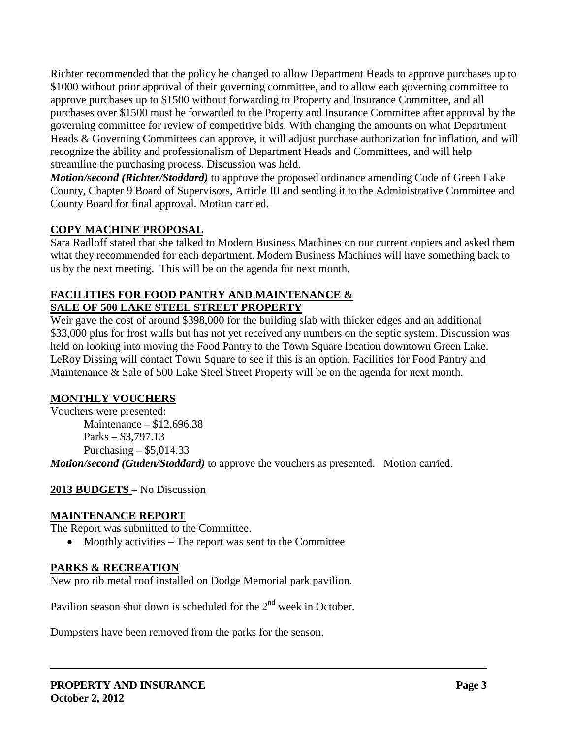Richter recommended that the policy be changed to allow Department Heads to approve purchases up to \$1000 without prior approval of their governing committee, and to allow each governing committee to approve purchases up to \$1500 without forwarding to Property and Insurance Committee, and all purchases over \$1500 must be forwarded to the Property and Insurance Committee after approval by the governing committee for review of competitive bids. With changing the amounts on what Department Heads & Governing Committees can approve, it will adjust purchase authorization for inflation, and will recognize the ability and professionalism of Department Heads and Committees, and will help streamline the purchasing process. Discussion was held.

***Motion/second (Richter/Stoddard)*** to approve the proposed ordinance amending Code of Green Lake County, Chapter 9 Board of Supervisors, Article III and sending it to the Administrative Committee and County Board for final approval. Motion carried.

**COPY MACHINE PROPOSAL**

Sara Radloff stated that she talked to Modern Business Machines on our current copiers and asked them what they recommended for each department. Modern Business Machines will have something back to us by the next meeting. This will be on the agenda for next month.

**FACILITIES FOR FOOD PANTRY AND MAINTENANCE & SALE OF 500 LAKE STEEL STREET PROPERTY**

Weir gave the cost of around \$398,000 for the building slab with thicker edges and an additional \$33,000 plus for frost walls but has not yet received any numbers on the septic system. Discussion was held on looking into moving the Food Pantry to the Town Square location downtown Green Lake. LeRoy Dissing will contact Town Square to see if this is an option. Facilities for Food Pantry and Maintenance & Sale of 500 Lake Steel Street Property will be on the agenda for next month.

**MONTHLY VOUCHERS**

Vouchers were presented:

Maintenance – \$12,696.38
Parks – \$3,797.13
Purchasing – \$5,014.33

***Motion/second (Guden/Stoddard)*** to approve the vouchers as presented. Motion carried.

**2013 BUDGETS** – No Discussion

**MAINTENANCE REPORT**

The Report was submitted to the Committee.

- Monthly activities – The report was sent to the Committee

**PARKS & RECREATION**

New pro rib metal roof installed on Dodge Memorial park pavilion.

Pavilion season shut down is scheduled for the 2nd week in October.

Dumpsters have been removed from the parks for the season.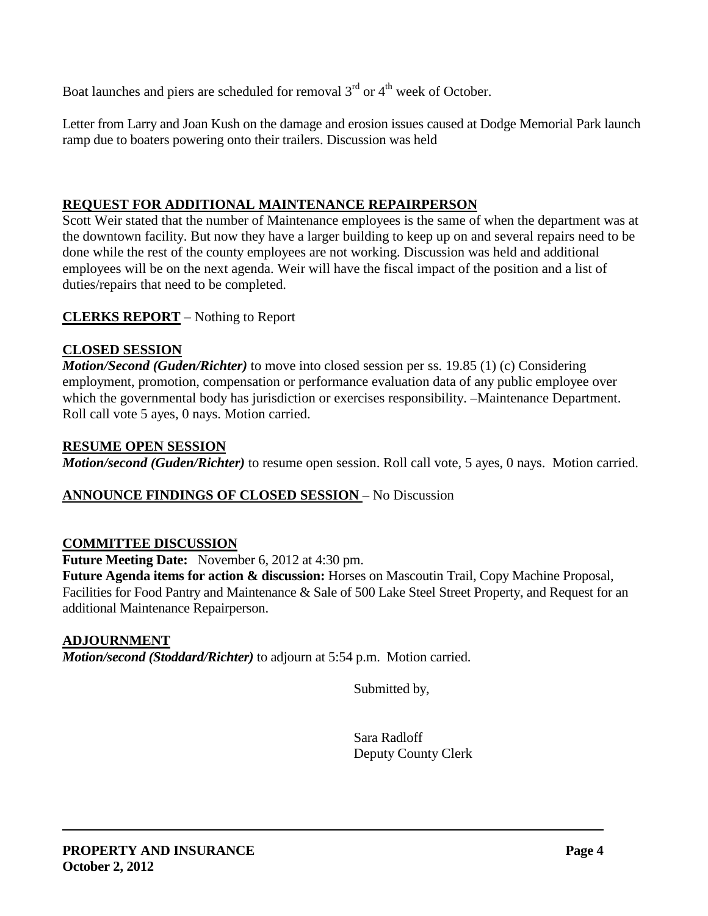Boat launches and piers are scheduled for removal 3rd or 4th week of October.

Letter from Larry and Joan Kush on the damage and erosion issues caused at Dodge Memorial Park launch ramp due to boaters powering onto their trailers. Discussion was held

## REQUEST FOR ADDITIONAL MAINTENANCE REPAIRPERSON

Scott Weir stated that the number of Maintenance employees is the same of when the department was at the downtown facility. But now they have a larger building to keep up on and several repairs need to be done while the rest of the county employees are not working. Discussion was held and additional employees will be on the next agenda. Weir will have the fiscal impact of the position and a list of duties/repairs that need to be completed.

**CLERKS REPORT** – Nothing to Report

## CLOSED SESSION

***Motion/Second (Guden/Richter)*** to move into closed session per ss. 19.85 (1) (c) Considering employment, promotion, compensation or performance evaluation data of any public employee over which the governmental body has jurisdiction or exercises responsibility. –Maintenance Department. Roll call vote 5 ayes, 0 nays. Motion carried.

## RESUME OPEN SESSION

***Motion/second (Guden/Richter)*** to resume open session. Roll call vote, 5 ayes, 0 nays. Motion carried.

**ANNOUNCE FINDINGS OF CLOSED SESSION** – No Discussion

## COMMITTEE DISCUSSION

**Future Meeting Date:** November 6, 2012 at 4:30 pm.

**Future Agenda items for action & discussion:** Horses on Mascoutin Trail, Copy Machine Proposal, Facilities for Food Pantry and Maintenance & Sale of 500 Lake Steel Street Property, and Request for an additional Maintenance Repairperson.

## ADJOURNMENT

***Motion/second (Stoddard/Richter)*** to adjourn at 5:54 p.m. Motion carried.

Submitted by,

Sara Radloff
Deputy County Clerk